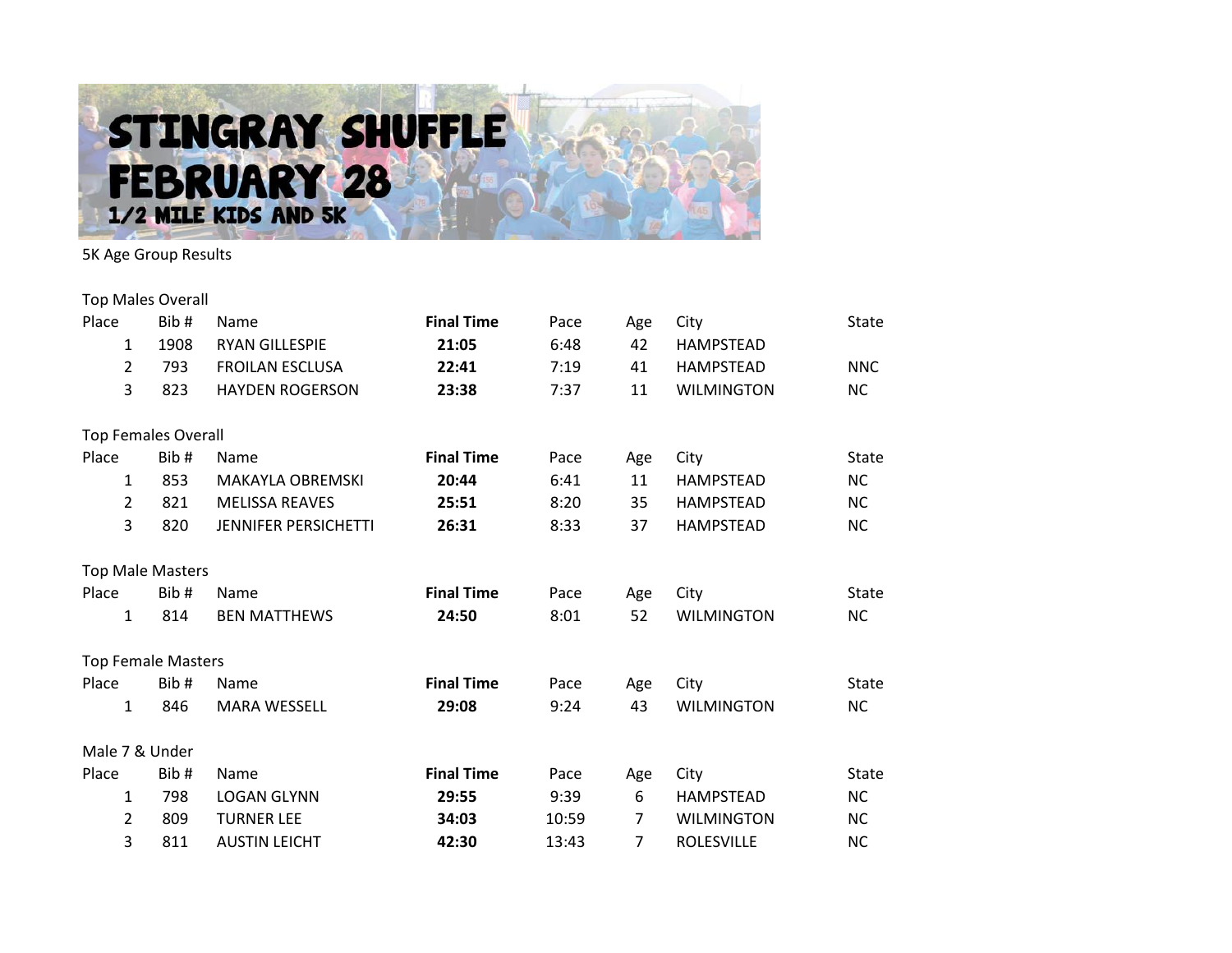# STINGRAY SHUFFLE FEBRUARY 28

## 1/2 MILE KIDS AND 5K

5K Age Group Results

### Top Males Overall

| Place | Bib # | Name | **Final Time** | Pace | Age | City | State |
|---|---|---|---|---|---|---|---|
| 1 | 1908 | RYAN GILLESPIE | **21:05** | 6:48 | 42 | HAMPSTEAD | |
| 2 | 793 | FROILAN ESCLUSA | **22:41** | 7:19 | 41 | HAMPSTEAD | NNC |
| 3 | 823 | HAYDEN ROGERSON | **23:38** | 7:37 | 11 | WILMINGTON | NC |

### Top Females Overall

| Place | Bib # | Name | **Final Time** | Pace | Age | City | State |
|---|---|---|---|---|---|---|---|
| 1 | 853 | MAKAYLA OBREMSKI | **20:44** | 6:41 | 11 | HAMPSTEAD | NC |
| 2 | 821 | MELISSA REAVES | **25:51** | 8:20 | 35 | HAMPSTEAD | NC |
| 3 | 820 | JENNIFER PERSICHETTI | **26:31** | 8:33 | 37 | HAMPSTEAD | NC |

### Top Male Masters

| Place | Bib # | Name | **Final Time** | Pace | Age | City | State |
|---|---|---|---|---|---|---|---|
| 1 | 814 | BEN MATTHEWS | **24:50** | 8:01 | 52 | WILMINGTON | NC |

### Top Female Masters

| Place | Bib # | Name | **Final Time** | Pace | Age | City | State |
|---|---|---|---|---|---|---|---|
| 1 | 846 | MARA WESSELL | **29:08** | 9:24 | 43 | WILMINGTON | NC |

### Male 7 & Under

| Place | Bib # | Name | **Final Time** | Pace | Age | City | State |
|---|---|---|---|---|---|---|---|
| 1 | 798 | LOGAN GLYNN | **29:55** | 9:39 | 6 | HAMPSTEAD | NC |
| 2 | 809 | TURNER LEE | **34:03** | 10:59 | 7 | WILMINGTON | NC |
| 3 | 811 | AUSTIN LEICHT | **42:30** | 13:43 | 7 | ROLESVILLE | NC |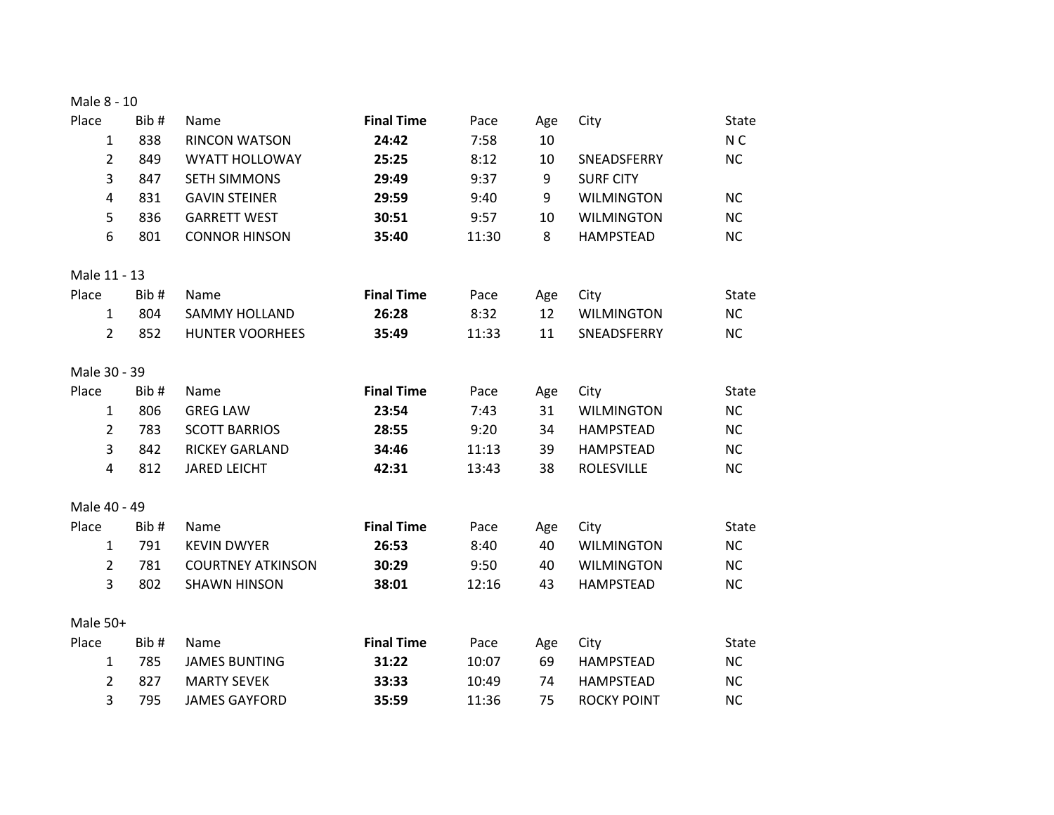Male 8 - 10

| Place | Bib # | Name | **Final Time** | Pace | Age | City | State |
|---|---|---|---|---|---|---|---|
| 1 | 838 | RINCON WATSON | **24:42** | 7:58 | 10 | | N C |
| 2 | 849 | WYATT HOLLOWAY | **25:25** | 8:12 | 10 | SNEADSFERRY | NC |
| 3 | 847 | SETH SIMMONS | **29:49** | 9:37 | 9 | SURF CITY | |
| 4 | 831 | GAVIN STEINER | **29:59** | 9:40 | 9 | WILMINGTON | NC |
| 5 | 836 | GARRETT WEST | **30:51** | 9:57 | 10 | WILMINGTON | NC |
| 6 | 801 | CONNOR HINSON | **35:40** | 11:30 | 8 | HAMPSTEAD | NC |

Male 11 - 13

| Place | Bib # | Name | **Final Time** | Pace | Age | City | State |
|---|---|---|---|---|---|---|---|
| 1 | 804 | SAMMY HOLLAND | **26:28** | 8:32 | 12 | WILMINGTON | NC |
| 2 | 852 | HUNTER VOORHEES | **35:49** | 11:33 | 11 | SNEADSFERRY | NC |

Male 30 - 39

| Place | Bib # | Name | **Final Time** | Pace | Age | City | State |
|---|---|---|---|---|---|---|---|
| 1 | 806 | GREG LAW | **23:54** | 7:43 | 31 | WILMINGTON | NC |
| 2 | 783 | SCOTT BARRIOS | **28:55** | 9:20 | 34 | HAMPSTEAD | NC |
| 3 | 842 | RICKEY GARLAND | **34:46** | 11:13 | 39 | HAMPSTEAD | NC |
| 4 | 812 | JARED LEICHT | **42:31** | 13:43 | 38 | ROLESVILLE | NC |

Male 40 - 49

| Place | Bib # | Name | **Final Time** | Pace | Age | City | State |
|---|---|---|---|---|---|---|---|
| 1 | 791 | KEVIN DWYER | **26:53** | 8:40 | 40 | WILMINGTON | NC |
| 2 | 781 | COURTNEY ATKINSON | **30:29** | 9:50 | 40 | WILMINGTON | NC |
| 3 | 802 | SHAWN HINSON | **38:01** | 12:16 | 43 | HAMPSTEAD | NC |

Male 50+

| Place | Bib # | Name | **Final Time** | Pace | Age | City | State |
|---|---|---|---|---|---|---|---|
| 1 | 785 | JAMES BUNTING | **31:22** | 10:07 | 69 | HAMPSTEAD | NC |
| 2 | 827 | MARTY SEVEK | **33:33** | 10:49 | 74 | HAMPSTEAD | NC |
| 3 | 795 | JAMES GAYFORD | **35:59** | 11:36 | 75 | ROCKY POINT | NC |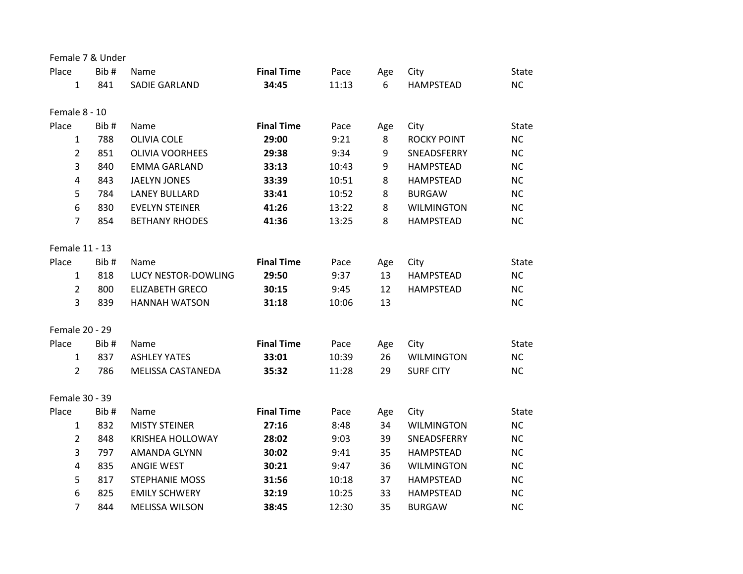### Female 7 & Under

| Place | Bib # | Name | **Final Time** | Pace | Age | City | State |
|---|---|---|---|---|---|---|---|
| 1 | 841 | SADIE GARLAND | **34:45** | 11:13 | 6 | HAMPSTEAD | NC |

### Female 8 - 10

| Place | Bib # | Name | **Final Time** | Pace | Age | City | State |
|---|---|---|---|---|---|---|---|
| 1 | 788 | OLIVIA COLE | **29:00** | 9:21 | 8 | ROCKY POINT | NC |
| 2 | 851 | OLIVIA VOORHEES | **29:38** | 9:34 | 9 | SNEADSFERRY | NC |
| 3 | 840 | EMMA GARLAND | **33:13** | 10:43 | 9 | HAMPSTEAD | NC |
| 4 | 843 | JAELYN JONES | **33:39** | 10:51 | 8 | HAMPSTEAD | NC |
| 5 | 784 | LANEY BULLARD | **33:41** | 10:52 | 8 | BURGAW | NC |
| 6 | 830 | EVELYN STEINER | **41:26** | 13:22 | 8 | WILMINGTON | NC |
| 7 | 854 | BETHANY RHODES | **41:36** | 13:25 | 8 | HAMPSTEAD | NC |

### Female 11 - 13

| Place | Bib # | Name | **Final Time** | Pace | Age | City | State |
|---|---|---|---|---|---|---|---|
| 1 | 818 | LUCY NESTOR-DOWLING | **29:50** | 9:37 | 13 | HAMPSTEAD | NC |
| 2 | 800 | ELIZABETH GRECO | **30:15** | 9:45 | 12 | HAMPSTEAD | NC |
| 3 | 839 | HANNAH WATSON | **31:18** | 10:06 | 13 | | NC |

### Female 20 - 29

| Place | Bib # | Name | **Final Time** | Pace | Age | City | State |
|---|---|---|---|---|---|---|---|
| 1 | 837 | ASHLEY YATES | **33:01** | 10:39 | 26 | WILMINGTON | NC |
| 2 | 786 | MELISSA CASTANEDA | **35:32** | 11:28 | 29 | SURF CITY | NC |

### Female 30 - 39

| Place | Bib # | Name | **Final Time** | Pace | Age | City | State |
|---|---|---|---|---|---|---|---|
| 1 | 832 | MISTY STEINER | **27:16** | 8:48 | 34 | WILMINGTON | NC |
| 2 | 848 | KRISHEA HOLLOWAY | **28:02** | 9:03 | 39 | SNEADSFERRY | NC |
| 3 | 797 | AMANDA GLYNN | **30:02** | 9:41 | 35 | HAMPSTEAD | NC |
| 4 | 835 | ANGIE WEST | **30:21** | 9:47 | 36 | WILMINGTON | NC |
| 5 | 817 | STEPHANIE MOSS | **31:56** | 10:18 | 37 | HAMPSTEAD | NC |
| 6 | 825 | EMILY SCHWERY | **32:19** | 10:25 | 33 | HAMPSTEAD | NC |
| 7 | 844 | MELISSA WILSON | **38:45** | 12:30 | 35 | BURGAW | NC |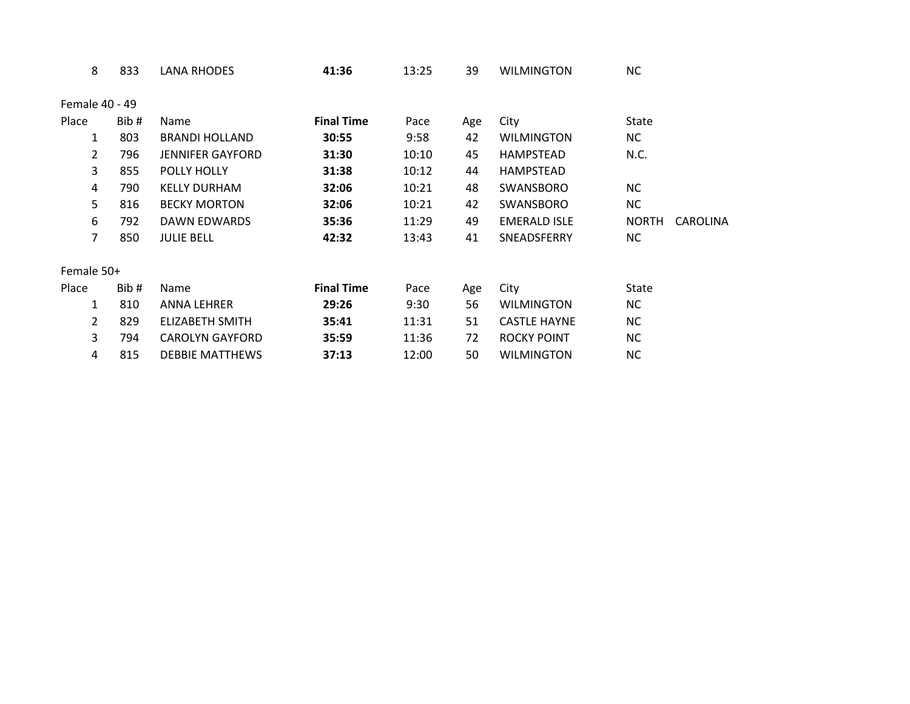| | | | | | | | |
|---|---|---|---|---|---|---|---|
| 8 | 833 | LANA RHODES | **41:36** | 13:25 | 39 | WILMINGTON | NC |

Female 40 - 49

| Place | Bib # | Name | **Final Time** | Pace | Age | City | State |
|---|---|---|---|---|---|---|---|
| 1 | 803 | BRANDI HOLLAND | **30:55** | 9:58 | 42 | WILMINGTON | NC |
| 2 | 796 | JENNIFER GAYFORD | **31:30** | 10:10 | 45 | HAMPSTEAD | N.C. |
| 3 | 855 | POLLY HOLLY | **31:38** | 10:12 | 44 | HAMPSTEAD | |
| 4 | 790 | KELLY DURHAM | **32:06** | 10:21 | 48 | SWANSBORO | NC |
| 5 | 816 | BECKY MORTON | **32:06** | 10:21 | 42 | SWANSBORO | NC |
| 6 | 792 | DAWN EDWARDS | **35:36** | 11:29 | 49 | EMERALD ISLE | NORTH CAROLINA |
| 7 | 850 | JULIE BELL | **42:32** | 13:43 | 41 | SNEADSFERRY | NC |

Female 50+

| Place | Bib # | Name | **Final Time** | Pace | Age | City | State |
|---|---|---|---|---|---|---|---|
| 1 | 810 | ANNA LEHRER | **29:26** | 9:30 | 56 | WILMINGTON | NC |
| 2 | 829 | ELIZABETH SMITH | **35:41** | 11:31 | 51 | CASTLE HAYNE | NC |
| 3 | 794 | CAROLYN GAYFORD | **35:59** | 11:36 | 72 | ROCKY POINT | NC |
| 4 | 815 | DEBBIE MATTHEWS | **37:13** | 12:00 | 50 | WILMINGTON | NC |